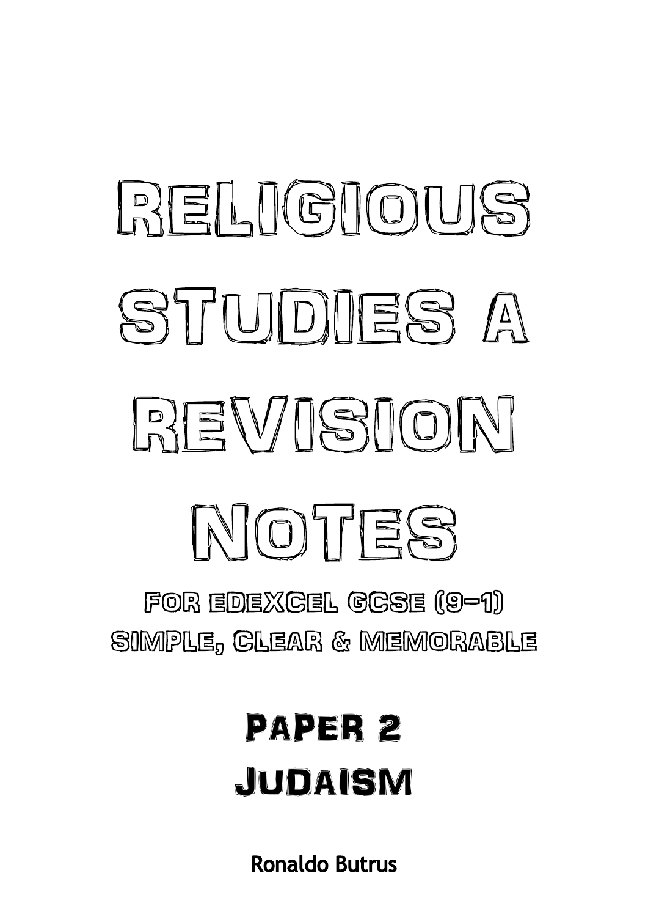# Religious Studies A Revision Notes

For Edexcel GCSE (9–1)

Simple, Clear & Memorable

## Paper 2

## Judaism

Ronaldo Butrus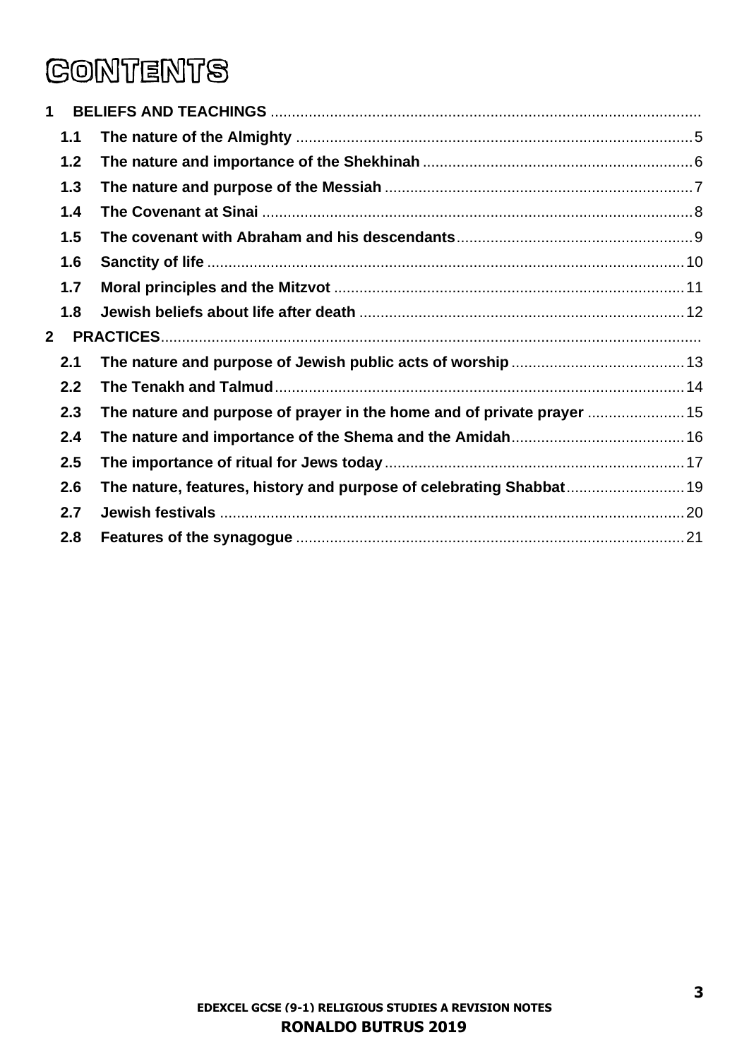# CONTENTS

1 **BELIEFS AND TEACHINGS**

- 1.1 **The nature of the Almighty** ..... 5
- 1.2 **The nature and importance of the Shekhinah** ..... 6
- 1.3 **The nature and purpose of the Messiah** ..... 7
- 1.4 **The Covenant at Sinai** ..... 8
- 1.5 **The covenant with Abraham and his descendants** ..... 9
- 1.6 **Sanctity of life** ..... 10
- 1.7 **Moral principles and the Mitzvot** ..... 11
- 1.8 **Jewish beliefs about life after death** ..... 12

2 **PRACTICES**

- 2.1 **The nature and purpose of Jewish public acts of worship** ..... 13
- 2.2 **The Tenakh and Talmud** ..... 14
- 2.3 **The nature and purpose of prayer in the home and of private prayer** ..... 15
- 2.4 **The nature and importance of the Shema and the Amidah** ..... 16
- 2.5 **The importance of ritual for Jews today** ..... 17
- 2.6 **The nature, features, history and purpose of celebrating Shabbat** ..... 19
- 2.7 **Jewish festivals** ..... 20
- 2.8 **Features of the synagogue** ..... 21

**EDEXCEL GCSE (9-1) RELIGIOUS STUDIES A REVISION NOTES**
**RONALDO BUTRUS 2019**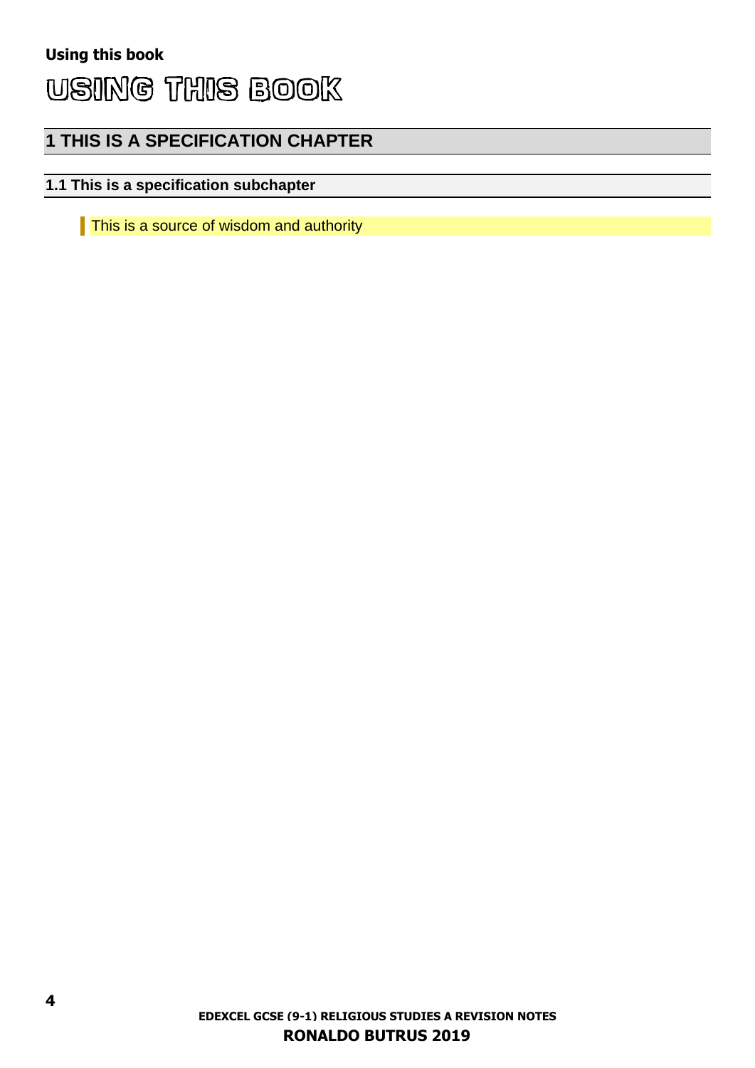# USING THIS BOOK

## 1 THIS IS A SPECIFICATION CHAPTER

### 1.1 This is a specification subchapter

> This is a source of wisdom and authority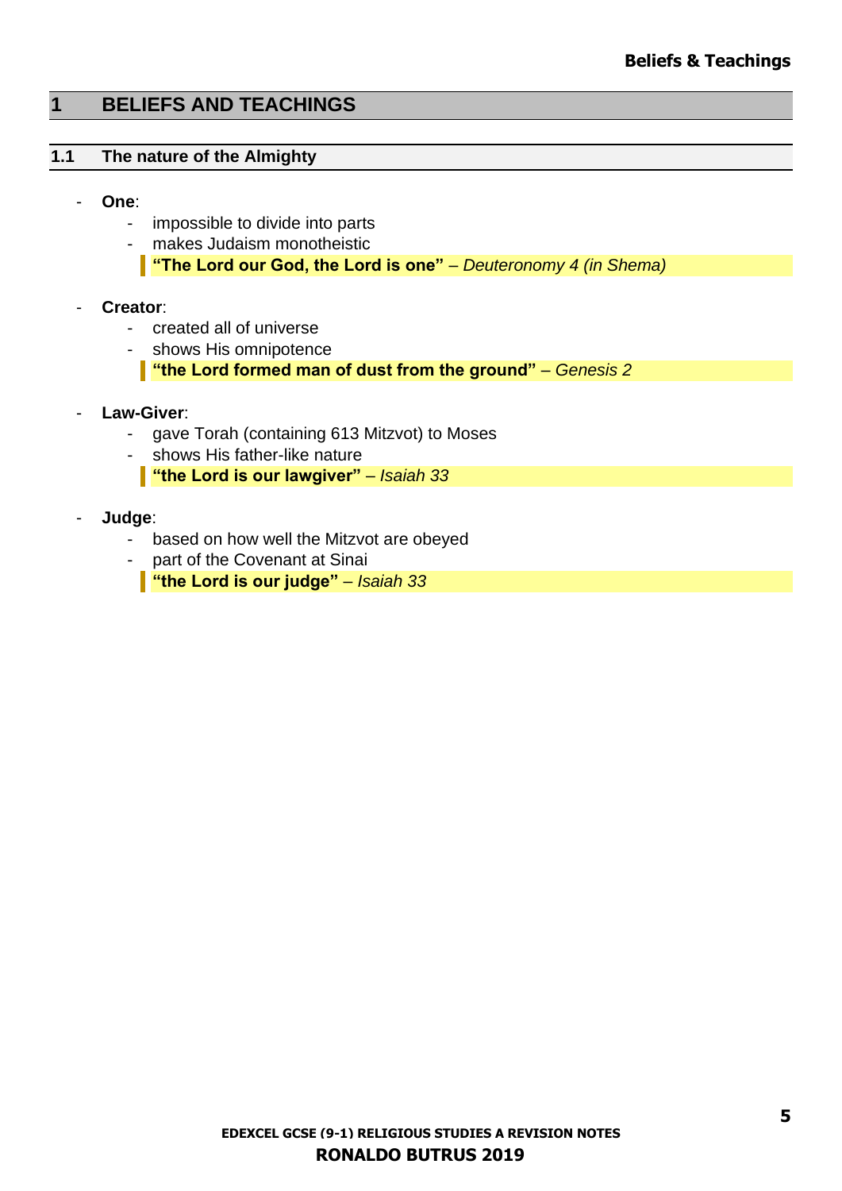# 1 BELIEFS AND TEACHINGS

## 1.1 The nature of the Almighty

- **One**:
  - impossible to divide into parts
  - makes Judaism monotheistic

  > **"The Lord our God, the Lord is one"** – *Deuteronomy 4 (in Shema)*

- **Creator**:
  - created all of universe
  - shows His omnipotence

  > **"the Lord formed man of dust from the ground"** – *Genesis 2*

- **Law-Giver**:
  - gave Torah (containing 613 Mitzvot) to Moses
  - shows His father-like nature

  > **"the Lord is our lawgiver"** – *Isaiah 33*

- **Judge**:
  - based on how well the Mitzvot are obeyed
  - part of the Covenant at Sinai

  > **"the Lord is our judge"** – *Isaiah 33*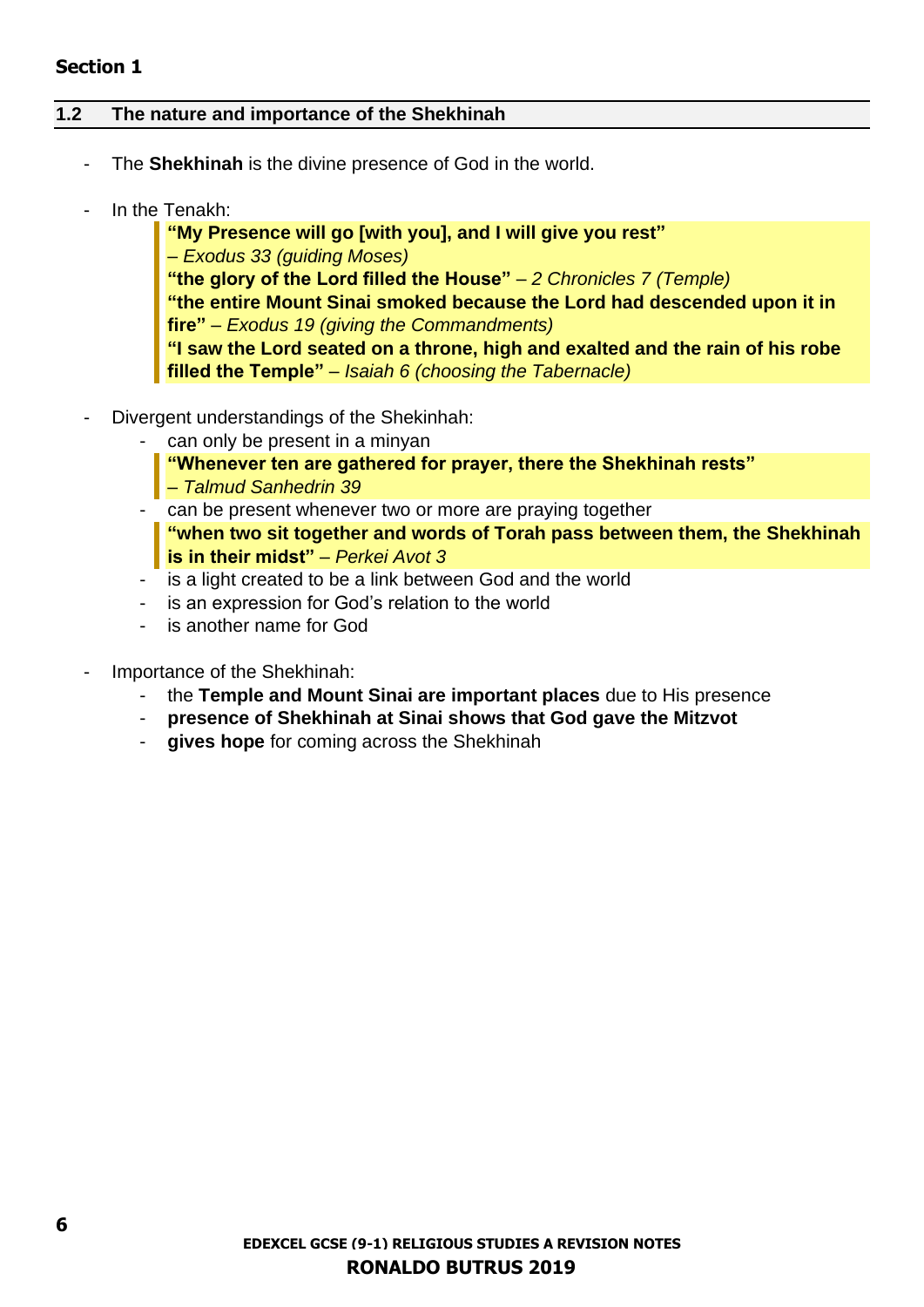**Section 1**

## 1.2 The nature and importance of the Shekhinah

- The **Shekhinah** is the divine presence of God in the world.

- In the Tenakh:

  > **"My Presence will go [with you], and I will give you rest"** *– Exodus 33 (guiding Moses)*
  > **"the glory of the Lord filled the House"** *– 2 Chronicles 7 (Temple)*
  > **"the entire Mount Sinai smoked because the Lord had descended upon it in fire"** *– Exodus 19 (giving the Commandments)*
  > **"I saw the Lord seated on a throne, high and exalted and the rain of his robe filled the Temple"** *– Isaiah 6 (choosing the Tabernacle)*

- Divergent understandings of the Shekinhah:
  - can only be present in a minyan

    > **"Whenever ten are gathered for prayer, there the Shekhinah rests"** *– Talmud Sanhedrin 39*

  - can be present whenever two or more are praying together

    > **"when two sit together and words of Torah pass between them, the Shekhinah is in their midst"** *– Perkei Avot 3*

  - is a light created to be a link between God and the world
  - is an expression for God's relation to the world
  - is another name for God

- Importance of the Shekhinah:
  - the **Temple and Mount Sinai are important places** due to His presence
  - **presence of Shekhinah at Sinai shows that God gave the Mitzvot**
  - **gives hope** for coming across the Shekhinah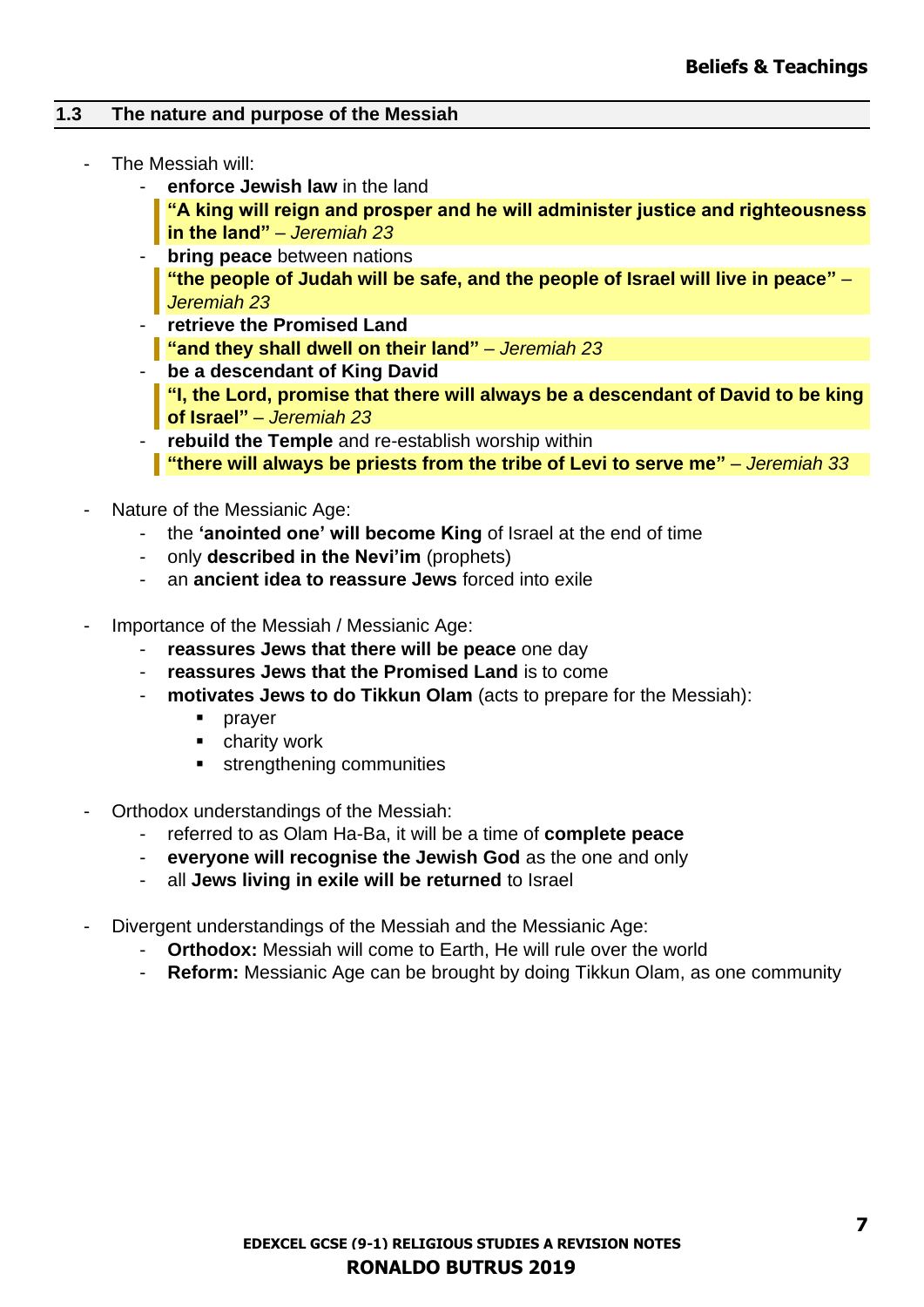## 1.3 The nature and purpose of the Messiah

- The Messiah will:
    - **enforce Jewish law** in the land

      > **"A king will reign and prosper and he will administer justice and righteousness in the land"** – *Jeremiah 23*

    - **bring peace** between nations

      > **"the people of Judah will be safe, and the people of Israel will live in peace"** – *Jeremiah 23*

    - **retrieve the Promised Land**

      > **"and they shall dwell on their land"** – *Jeremiah 23*

    - **be a descendant of King David**

      > **"I, the Lord, promise that there will always be a descendant of David to be king of Israel"** – *Jeremiah 23*

    - **rebuild the Temple** and re-establish worship within

      > **"there will always be priests from the tribe of Levi to serve me"** – *Jeremiah 33*

- Nature of the Messianic Age:
    - the **'anointed one' will become King** of Israel at the end of time
    - only **described in the Nevi'im** (prophets)
    - an **ancient idea to reassure Jews** forced into exile

- Importance of the Messiah / Messianic Age:
    - **reassures Jews that there will be peace** one day
    - **reassures Jews that the Promised Land** is to come
    - **motivates Jews to do Tikkun Olam** (acts to prepare for the Messiah):
        - prayer
        - charity work
        - strengthening communities

- Orthodox understandings of the Messiah:
    - referred to as Olam Ha-Ba, it will be a time of **complete peace**
    - **everyone will recognise the Jewish God** as the one and only
    - all **Jews living in exile will be returned** to Israel

- Divergent understandings of the Messiah and the Messianic Age:
    - **Orthodox:** Messiah will come to Earth, He will rule over the world
    - **Reform:** Messianic Age can be brought by doing Tikkun Olam, as one community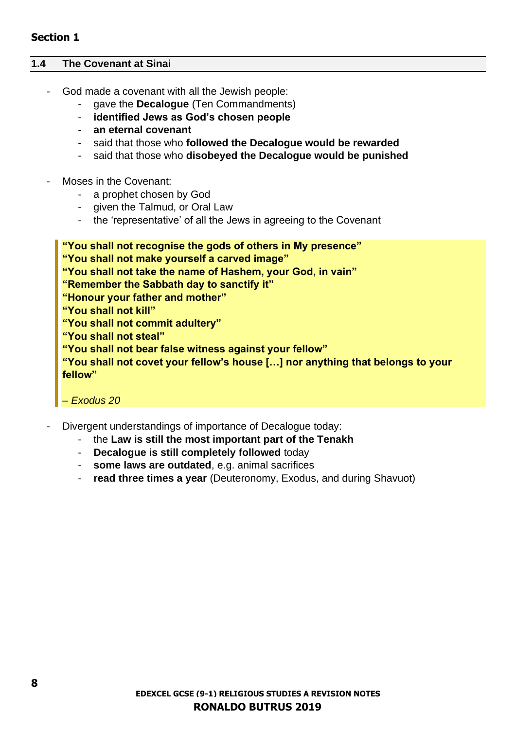## Section 1

### 1.4 The Covenant at Sinai

- God made a covenant with all the Jewish people:
  - gave the **Decalogue** (Ten Commandments)
  - **identified Jews as God's chosen people**
  - **an eternal covenant**
  - said that those who **followed the Decalogue would be rewarded**
  - said that those who **disobeyed the Decalogue would be punished**

- Moses in the Covenant:
  - a prophet chosen by God
  - given the Talmud, or Oral Law
  - the 'representative' of all the Jews in agreeing to the Covenant

> **"You shall not recognise the gods of others in My presence"**
> **"You shall not make yourself a carved image"**
> **"You shall not take the name of Hashem, your God, in vain"**
> **"Remember the Sabbath day to sanctify it"**
> **"Honour your father and mother"**
> **"You shall not kill"**
> **"You shall not commit adultery"**
> **"You shall not steal"**
> **"You shall not bear false witness against your fellow"**
> **"You shall not covet your fellow's house […] nor anything that belongs to your fellow"**
>
> *– Exodus 20*

- Divergent understandings of importance of Decalogue today:
  - the **Law is still the most important part of the Tenakh**
  - **Decalogue is still completely followed** today
  - **some laws are outdated**, e.g. animal sacrifices
  - **read three times a year** (Deuteronomy, Exodus, and during Shavuot)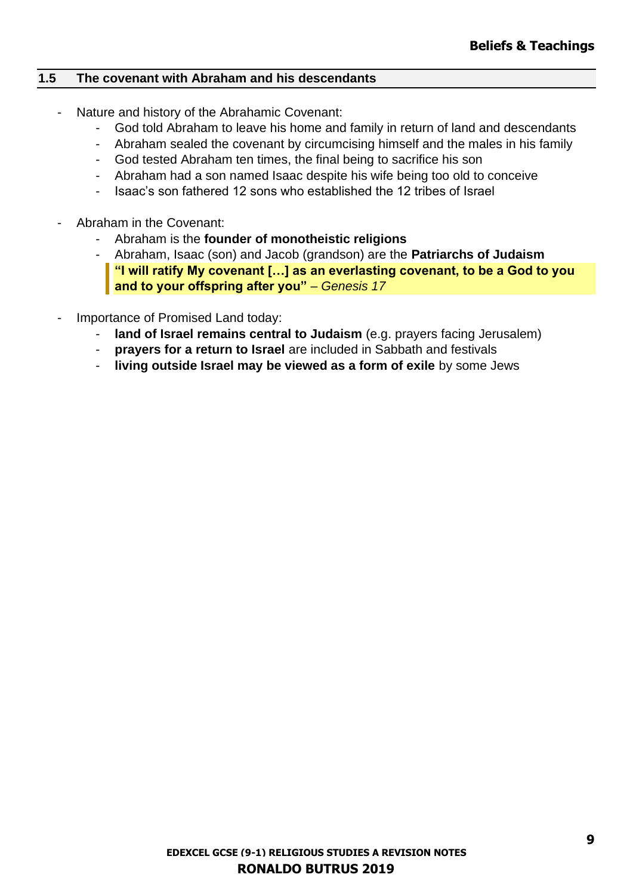## 1.5 The covenant with Abraham and his descendants

- Nature and history of the Abrahamic Covenant:
  - God told Abraham to leave his home and family in return of land and descendants
  - Abraham sealed the covenant by circumcising himself and the males in his family
  - God tested Abraham ten times, the final being to sacrifice his son
  - Abraham had a son named Isaac despite his wife being too old to conceive
  - Isaac's son fathered 12 sons who established the 12 tribes of Israel

- Abraham in the Covenant:
  - Abraham is the **founder of monotheistic religions**
  - Abraham, Isaac (son) and Jacob (grandson) are the **Patriarchs of Judaism**

> **"I will ratify My covenant […] as an everlasting covenant, to be a God to you and to your offspring after you"** – *Genesis 17*

- Importance of Promised Land today:
  - **land of Israel remains central to Judaism** (e.g. prayers facing Jerusalem)
  - **prayers for a return to Israel** are included in Sabbath and festivals
  - **living outside Israel may be viewed as a form of exile** by some Jews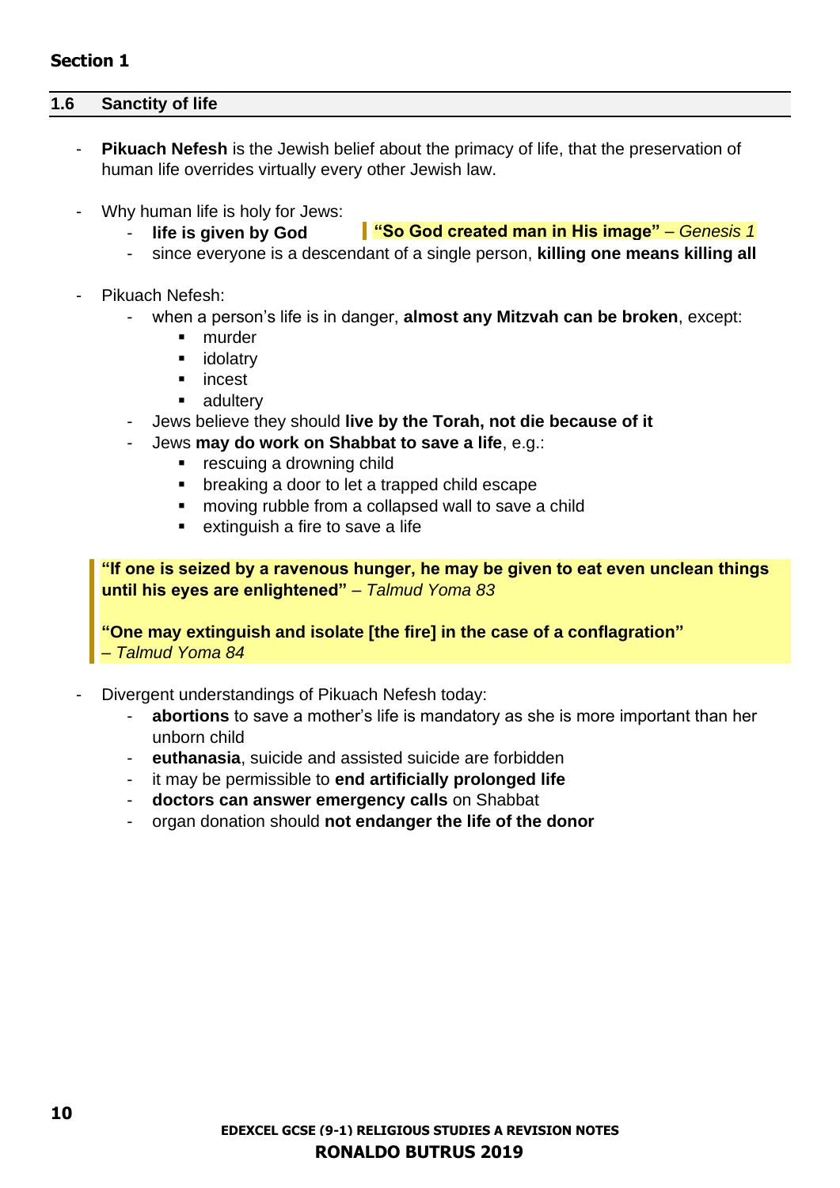## Section 1

### 1.6 Sanctity of life

- **Pikuach Nefesh** is the Jewish belief about the primacy of life, that the preservation of human life overrides virtually every other Jewish law.

- Why human life is holy for Jews:
  - **life is given by God** — **"So God created man in His image"** – *Genesis 1*
  - since everyone is a descendant of a single person, **killing one means killing all**

- Pikuach Nefesh:
  - when a person's life is in danger, **almost any Mitzvah can be broken**, except:
    - murder
    - idolatry
    - incest
    - adultery
  - Jews believe they should **live by the Torah, not die because of it**
  - Jews **may do work on Shabbat to save a life**, e.g.:
    - rescuing a drowning child
    - breaking a door to let a trapped child escape
    - moving rubble from a collapsed wall to save a child
    - extinguish a fire to save a life

> **"If one is seized by a ravenous hunger, he may be given to eat even unclean things until his eyes are enlightened"** – *Talmud Yoma 83*
>
> **"One may extinguish and isolate [the fire] in the case of a conflagration"** – *Talmud Yoma 84*

- Divergent understandings of Pikuach Nefesh today:
  - **abortions** to save a mother's life is mandatory as she is more important than her unborn child
  - **euthanasia**, suicide and assisted suicide are forbidden
  - it may be permissible to **end artificially prolonged life**
  - **doctors can answer emergency calls** on Shabbat
  - organ donation should **not endanger the life of the donor**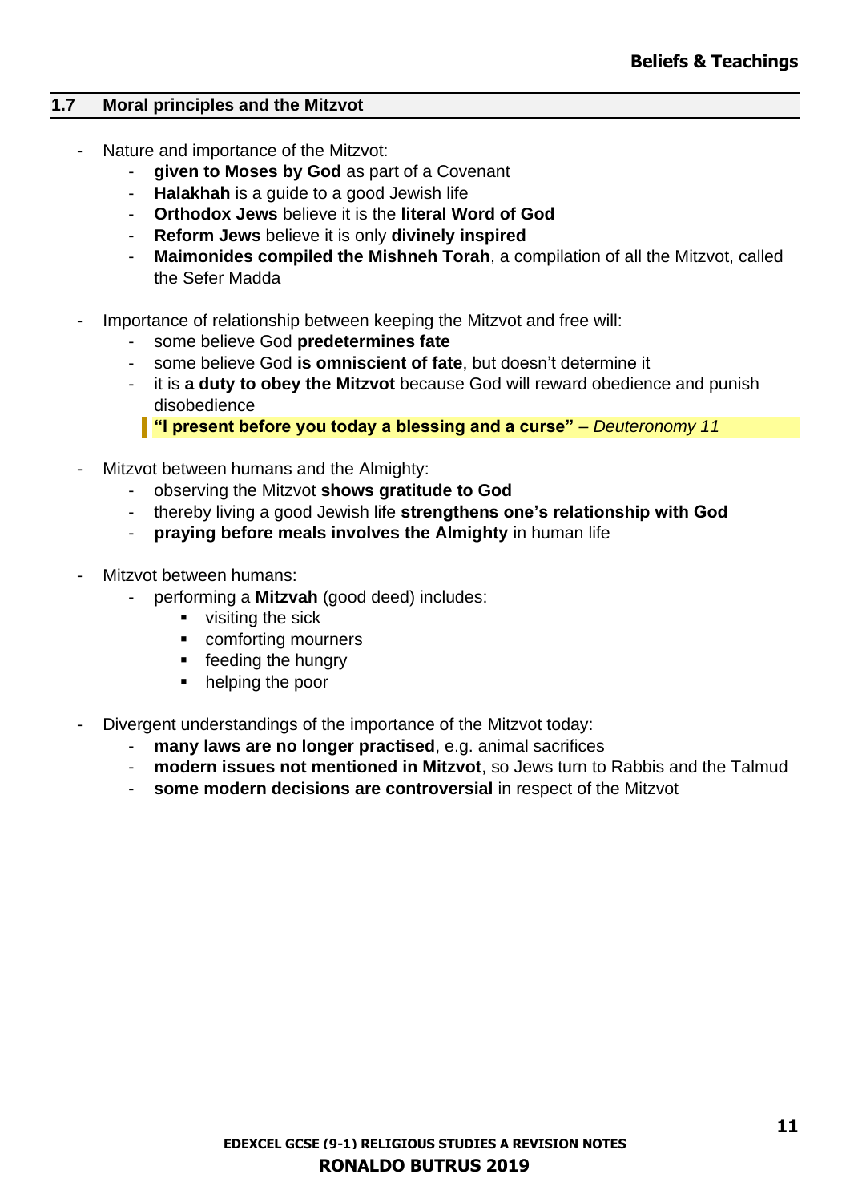## 1.7 Moral principles and the Mitzvot

- Nature and importance of the Mitzvot:
  - **given to Moses by God** as part of a Covenant
  - **Halakhah** is a guide to a good Jewish life
  - **Orthodox Jews** believe it is the **literal Word of God**
  - **Reform Jews** believe it is only **divinely inspired**
  - **Maimonides compiled the Mishneh Torah**, a compilation of all the Mitzvot, called the Sefer Madda

- Importance of relationship between keeping the Mitzvot and free will:
  - some believe God **predetermines fate**
  - some believe God **is omniscient of fate**, but doesn't determine it
  - it is **a duty to obey the Mitzvot** because God will reward obedience and punish disobedience

  > **"I present before you today a blessing and a curse"** – *Deuteronomy 11*

- Mitzvot between humans and the Almighty:
  - observing the Mitzvot **shows gratitude to God**
  - thereby living a good Jewish life **strengthens one's relationship with God**
  - **praying before meals involves the Almighty** in human life

- Mitzvot between humans:
  - performing a **Mitzvah** (good deed) includes:
    - visiting the sick
    - comforting mourners
    - feeding the hungry
    - helping the poor

- Divergent understandings of the importance of the Mitzvot today:
  - **many laws are no longer practised**, e.g. animal sacrifices
  - **modern issues not mentioned in Mitzvot**, so Jews turn to Rabbis and the Talmud
  - **some modern decisions are controversial** in respect of the Mitzvot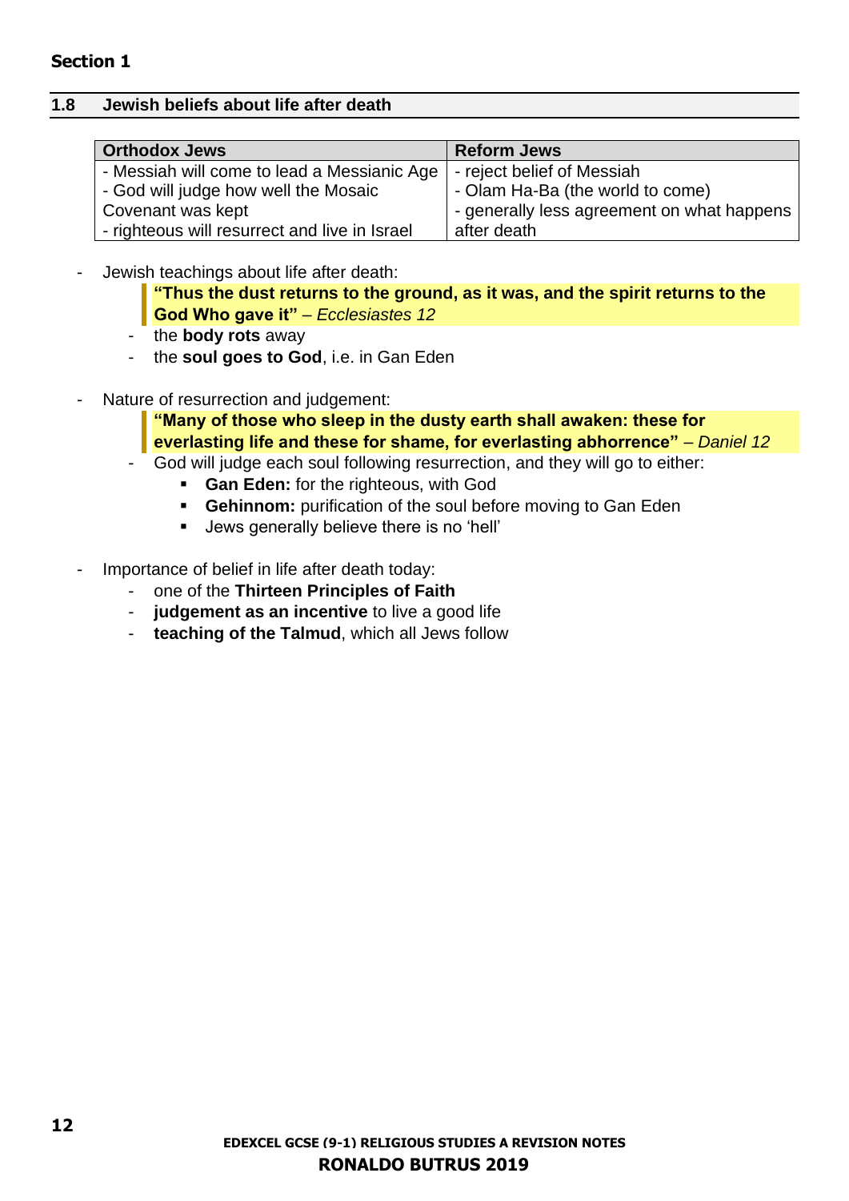**Section 1**

## 1.8 Jewish beliefs about life after death

| Orthodox Jews | Reform Jews |
|---|---|
| - Messiah will come to lead a Messianic Age<br>- God will judge how well the Mosaic Covenant was kept<br>- righteous will resurrect and live in Israel | - reject belief of Messiah<br>- Olam Ha-Ba (the world to come)<br>- generally less agreement on what happens after death |

- Jewish teachings about life after death:
  > **"Thus the dust returns to the ground, as it was, and the spirit returns to the God Who gave it"** – *Ecclesiastes 12*
  - the **body rots** away
  - the **soul goes to God**, i.e. in Gan Eden

- Nature of resurrection and judgement:
  > **"Many of those who sleep in the dusty earth shall awaken: these for everlasting life and these for shame, for everlasting abhorrence"** – *Daniel 12*
  - God will judge each soul following resurrection, and they will go to either:
    - **Gan Eden:** for the righteous, with God
    - **Gehinnom:** purification of the soul before moving to Gan Eden
    - Jews generally believe there is no 'hell'

- Importance of belief in life after death today:
  - one of the **Thirteen Principles of Faith**
  - **judgement as an incentive** to live a good life
  - **teaching of the Talmud**, which all Jews follow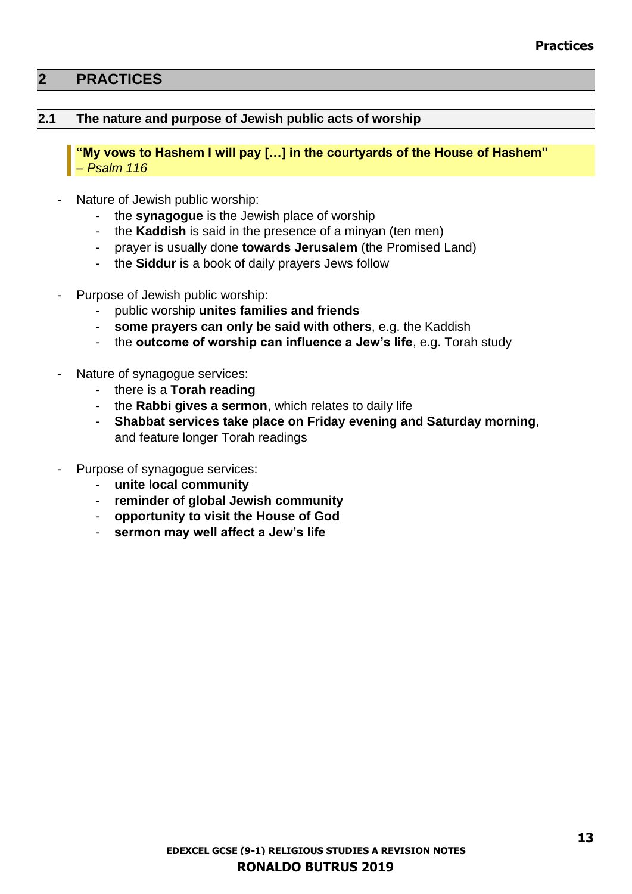# 2 PRACTICES

## 2.1 The nature and purpose of Jewish public acts of worship

> **"My vows to Hashem I will pay […] in the courtyards of the House of Hashem"**
> *– Psalm 116*

- Nature of Jewish public worship:
    - the **synagogue** is the Jewish place of worship
    - the **Kaddish** is said in the presence of a minyan (ten men)
    - prayer is usually done **towards Jerusalem** (the Promised Land)
    - the **Siddur** is a book of daily prayers Jews follow

- Purpose of Jewish public worship:
    - public worship **unites families and friends**
    - **some prayers can only be said with others**, e.g. the Kaddish
    - the **outcome of worship can influence a Jew's life**, e.g. Torah study

- Nature of synagogue services:
    - there is a **Torah reading**
    - the **Rabbi gives a sermon**, which relates to daily life
    - **Shabbat services take place on Friday evening and Saturday morning**, and feature longer Torah readings

- Purpose of synagogue services:
    - **unite local community**
    - **reminder of global Jewish community**
    - **opportunity to visit the House of God**
    - **sermon may well affect a Jew's life**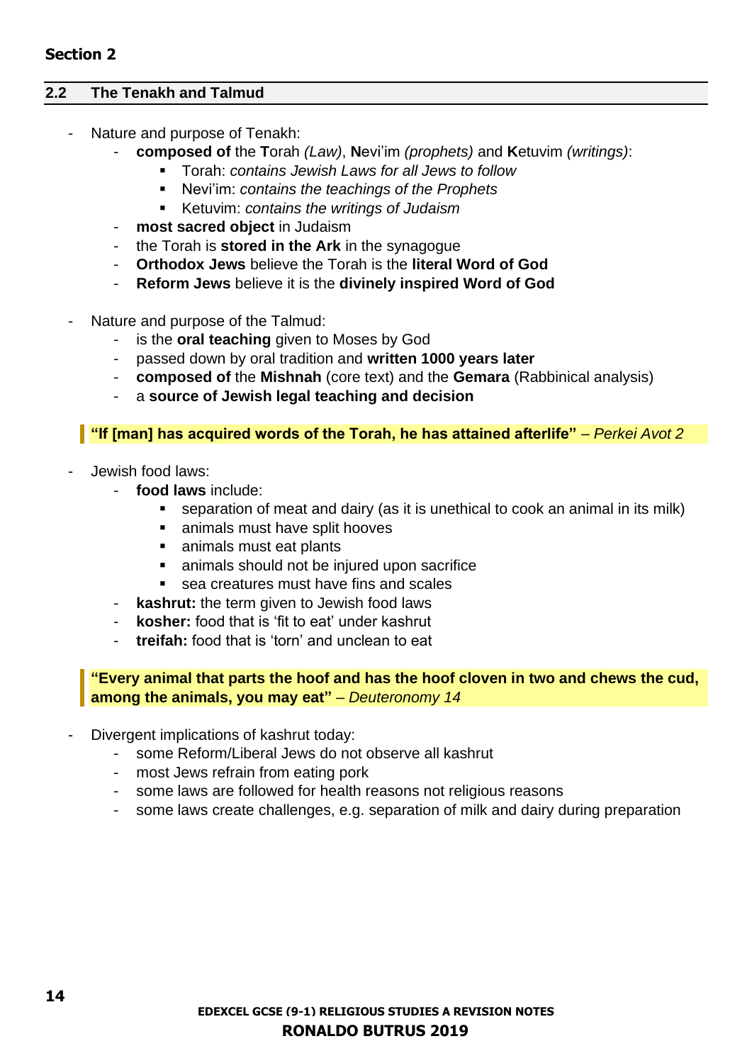**Section 2**

## 2.2 The Tenakh and Talmud

- Nature and purpose of Tenakh:
    - **composed of** the **T**orah *(Law)*, **N**evi'im *(prophets)* and **K**etuvim *(writings)*:
        - Torah: *contains Jewish Laws for all Jews to follow*
        - Nevi'im: *contains the teachings of the Prophets*
        - Ketuvim: *contains the writings of Judaism*
    - **most sacred object** in Judaism
    - the Torah is **stored in the Ark** in the synagogue
    - **Orthodox Jews** believe the Torah is the **literal Word of God**
    - **Reform Jews** believe it is the **divinely inspired Word of God**

- Nature and purpose of the Talmud:
    - is the **oral teaching** given to Moses by God
    - passed down by oral tradition and **written 1000 years later**
    - **composed of** the **Mishnah** (core text) and the **Gemara** (Rabbinical analysis)
    - a **source of Jewish legal teaching and decision**

> **"If [man] has acquired words of the Torah, he has attained afterlife"** – *Perkei Avot 2*

- Jewish food laws:
    - **food laws** include:
        - separation of meat and dairy (as it is unethical to cook an animal in its milk)
        - animals must have split hooves
        - animals must eat plants
        - animals should not be injured upon sacrifice
        - sea creatures must have fins and scales
    - **kashrut:** the term given to Jewish food laws
    - **kosher:** food that is 'fit to eat' under kashrut
    - **treifah:** food that is 'torn' and unclean to eat

> **"Every animal that parts the hoof and has the hoof cloven in two and chews the cud, among the animals, you may eat"** – *Deuteronomy 14*

- Divergent implications of kashrut today:
    - some Reform/Liberal Jews do not observe all kashrut
    - most Jews refrain from eating pork
    - some laws are followed for health reasons not religious reasons
    - some laws create challenges, e.g. separation of milk and dairy during preparation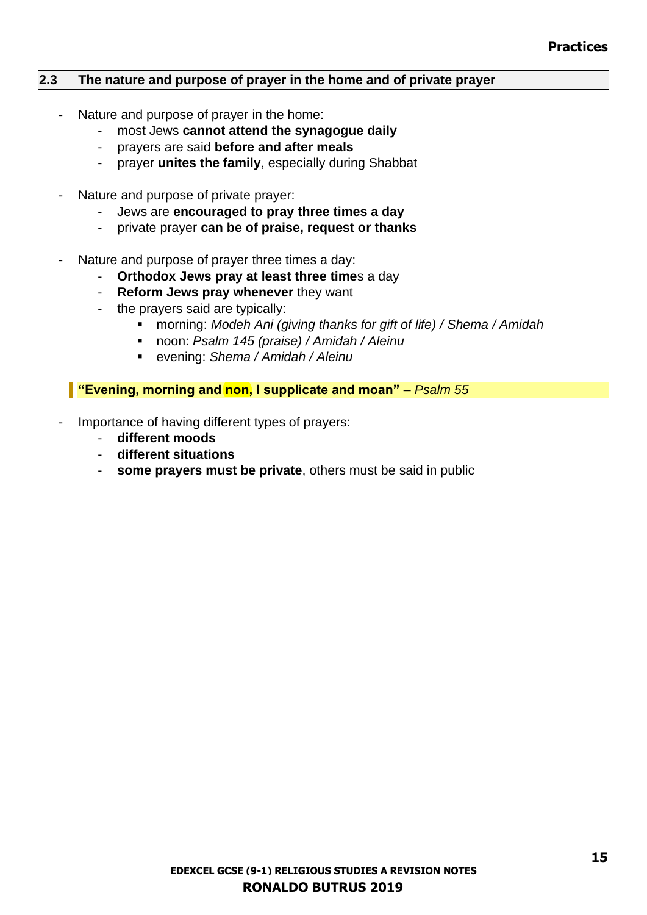## 2.3 The nature and purpose of prayer in the home and of private prayer

- Nature and purpose of prayer in the home:
  - most Jews **cannot attend the synagogue daily**
  - prayers are said **before and after meals**
  - prayer **unites the family**, especially during Shabbat

- Nature and purpose of private prayer:
  - Jews are **encouraged to pray three times a day**
  - private prayer **can be of praise, request or thanks**

- Nature and purpose of prayer three times a day:
  - **Orthodox Jews pray at least three time**s a day
  - **Reform Jews pray whenever** they want
  - the prayers said are typically:
    - morning: *Modeh Ani (giving thanks for gift of life) / Shema / Amidah*
    - noon: *Psalm 145 (praise) / Amidah / Aleinu*
    - evening: *Shema / Amidah / Aleinu*

> **"Evening, morning and non, I supplicate and moan"** – *Psalm 55*

- Importance of having different types of prayers:
  - **different moods**
  - **different situations**
  - **some prayers must be private**, others must be said in public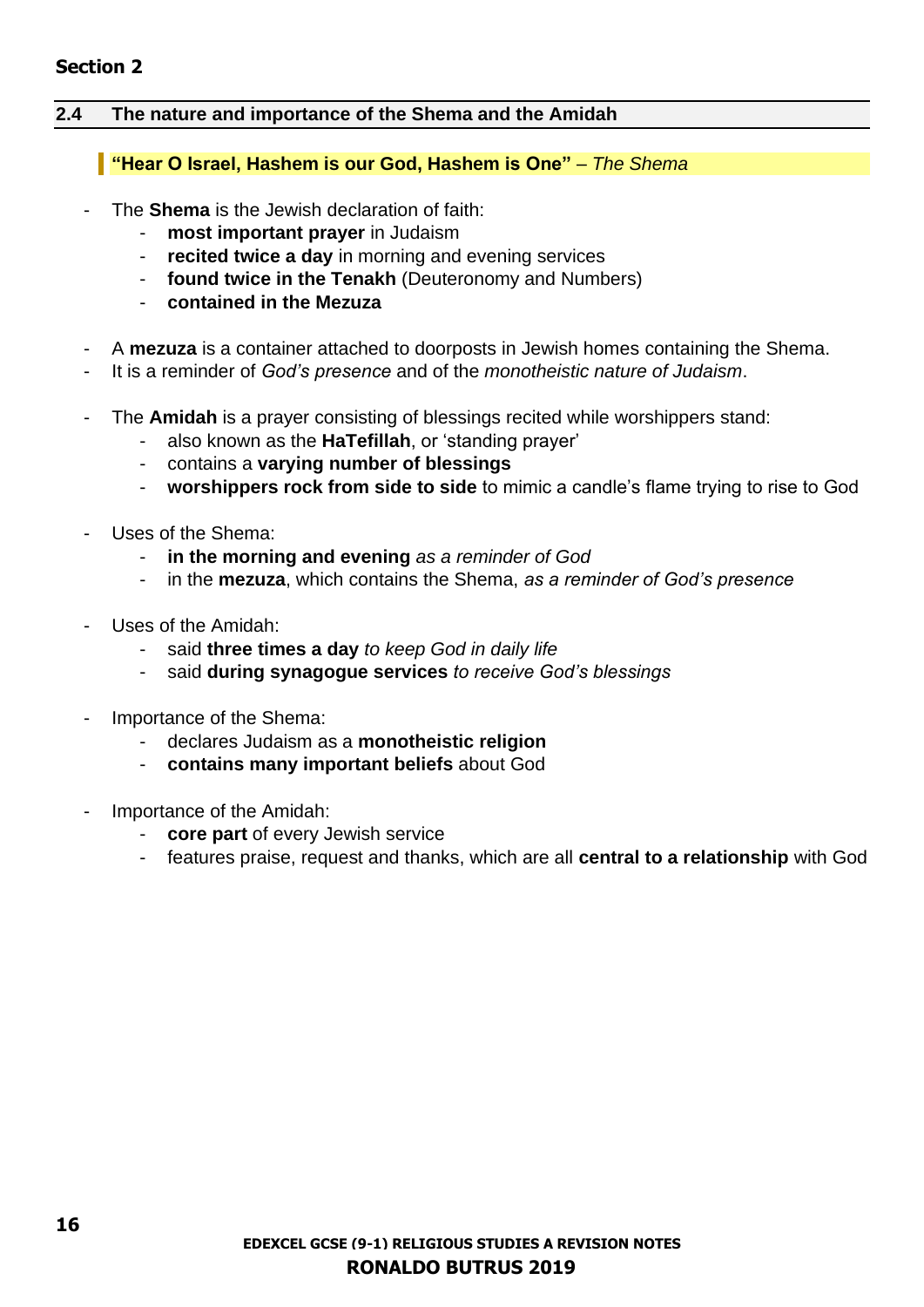**Section 2**

## 2.4 The nature and importance of the Shema and the Amidah

> **"Hear O Israel, Hashem is our God, Hashem is One"** – *The Shema*

- The **Shema** is the Jewish declaration of faith:
  - **most important prayer** in Judaism
  - **recited twice a day** in morning and evening services
  - **found twice in the Tenakh** (Deuteronomy and Numbers)
  - **contained in the Mezuza**

- A **mezuza** is a container attached to doorposts in Jewish homes containing the Shema.
- It is a reminder of *God's presence* and of the *monotheistic nature of Judaism*.

- The **Amidah** is a prayer consisting of blessings recited while worshippers stand:
  - also known as the **HaTefillah**, or 'standing prayer'
  - contains a **varying number of blessings**
  - **worshippers rock from side to side** to mimic a candle's flame trying to rise to God

- Uses of the Shema:
  - **in the morning and evening** *as a reminder of God*
  - in the **mezuza**, which contains the Shema, *as a reminder of God's presence*

- Uses of the Amidah:
  - said **three times a day** *to keep God in daily life*
  - said **during synagogue services** *to receive God's blessings*

- Importance of the Shema:
  - declares Judaism as a **monotheistic religion**
  - **contains many important beliefs** about God

- Importance of the Amidah:
  - **core part** of every Jewish service
  - features praise, request and thanks, which are all **central to a relationship** with God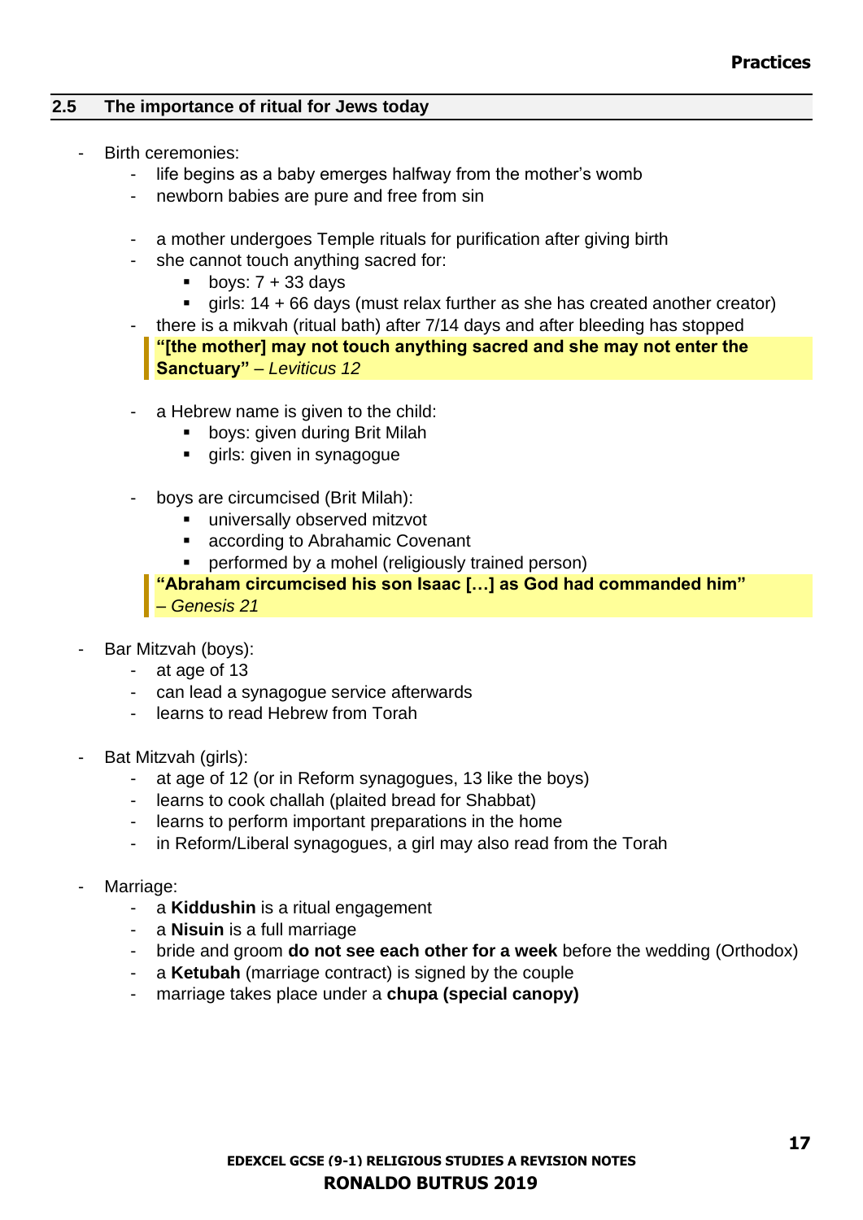## 2.5 The importance of ritual for Jews today

- Birth ceremonies:
  - life begins as a baby emerges halfway from the mother's womb
  - newborn babies are pure and free from sin

  - a mother undergoes Temple rituals for purification after giving birth
  - she cannot touch anything sacred for:
    - boys: 7 + 33 days
    - girls: 14 + 66 days (must relax further as she has created another creator)
  - there is a mikvah (ritual bath) after 7/14 days and after bleeding has stopped

  > **"[the mother] may not touch anything sacred and she may not enter the Sanctuary"** – *Leviticus 12*

  - a Hebrew name is given to the child:
    - boys: given during Brit Milah
    - girls: given in synagogue

  - boys are circumcised (Brit Milah):
    - universally observed mitzvot
    - according to Abrahamic Covenant
    - performed by a mohel (religiously trained person)

  > **"Abraham circumcised his son Isaac […] as God had commanded him"** – *Genesis 21*

- Bar Mitzvah (boys):
  - at age of 13
  - can lead a synagogue service afterwards
  - learns to read Hebrew from Torah

- Bat Mitzvah (girls):
  - at age of 12 (or in Reform synagogues, 13 like the boys)
  - learns to cook challah (plaited bread for Shabbat)
  - learns to perform important preparations in the home
  - in Reform/Liberal synagogues, a girl may also read from the Torah

- Marriage:
  - a **Kiddushin** is a ritual engagement
  - a **Nisuin** is a full marriage
  - bride and groom **do not see each other for a week** before the wedding (Orthodox)
  - a **Ketubah** (marriage contract) is signed by the couple
  - marriage takes place under a **chupa (special canopy)**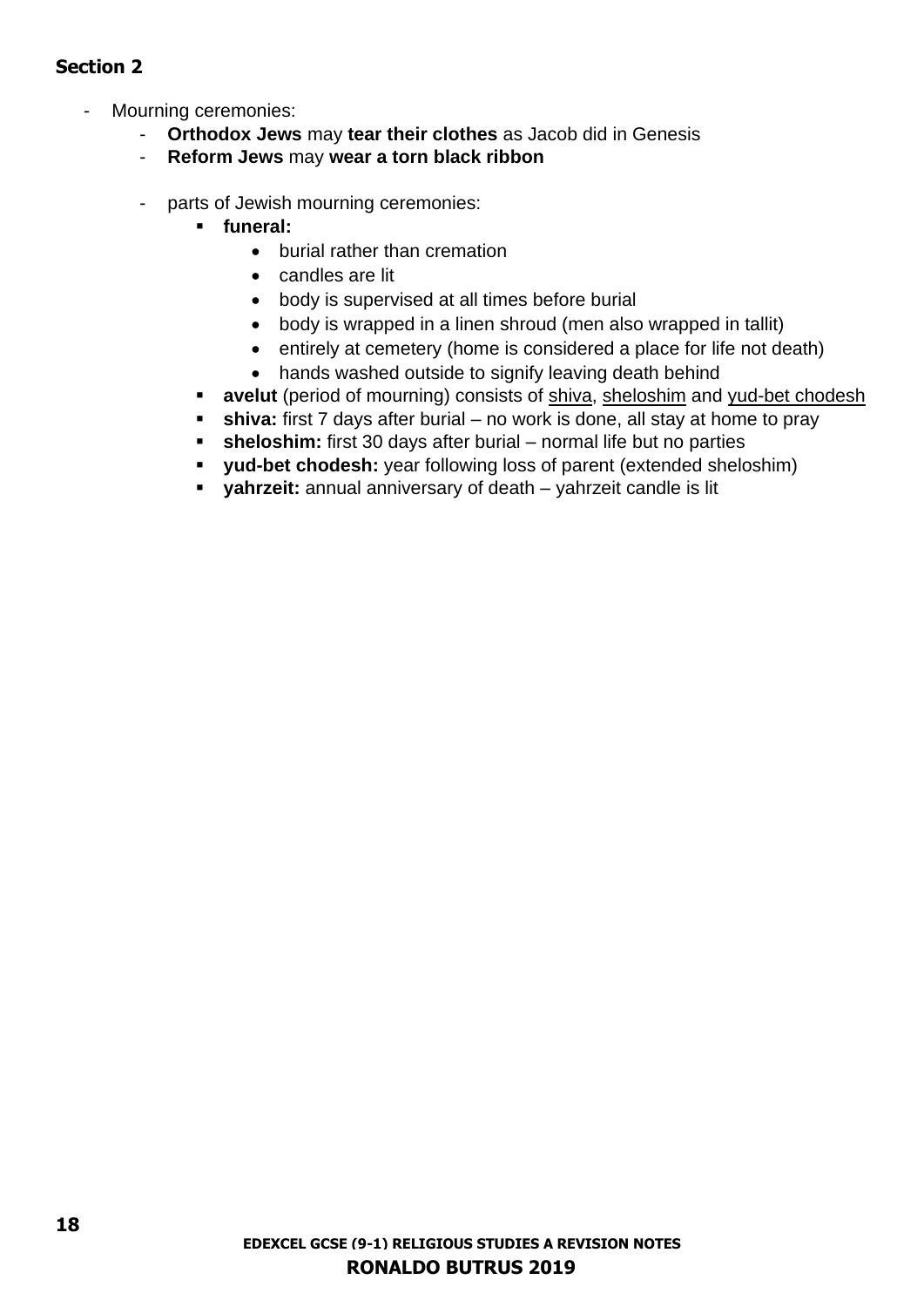**Section 2**

- Mourning ceremonies:
    - **Orthodox Jews** may **tear their clothes** as Jacob did in Genesis
    - **Reform Jews** may **wear a torn black ribbon**

    - parts of Jewish mourning ceremonies:
        - **funeral:**
            - burial rather than cremation
            - candles are lit
            - body is supervised at all times before burial
            - body is wrapped in a linen shroud (men also wrapped in tallit)
            - entirely at cemetery (home is considered a place for life not death)
            - hands washed outside to signify leaving death behind
        - **avelut** (period of mourning) consists of <u>shiva</u>, <u>sheloshim</u> and <u>yud-bet chodesh</u>
        - **shiva:** first 7 days after burial – no work is done, all stay at home to pray
        - **sheloshim:** first 30 days after burial – normal life but no parties
        - **yud-bet chodesh:** year following loss of parent (extended sheloshim)
        - **yahrzeit:** annual anniversary of death – yahrzeit candle is lit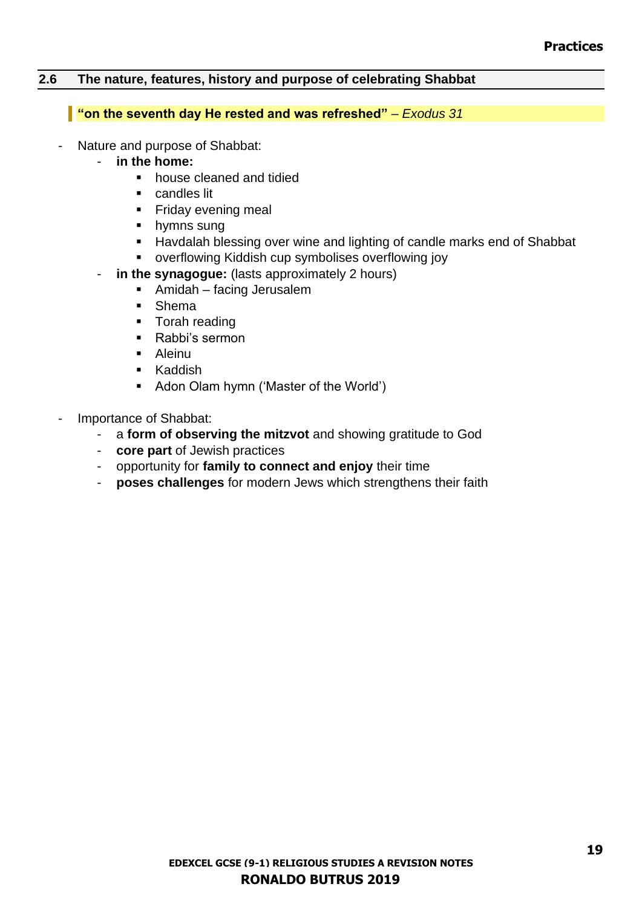## 2.6 The nature, features, history and purpose of celebrating Shabbat

> **"on the seventh day He rested and was refreshed"** – *Exodus 31*

- Nature and purpose of Shabbat:
  - **in the home:**
    - house cleaned and tidied
    - candles lit
    - Friday evening meal
    - hymns sung
    - Havdalah blessing over wine and lighting of candle marks end of Shabbat
    - overflowing Kiddish cup symbolises overflowing joy
  - **in the synagogue:** (lasts approximately 2 hours)
    - Amidah – facing Jerusalem
    - Shema
    - Torah reading
    - Rabbi's sermon
    - Aleinu
    - Kaddish
    - Adon Olam hymn ('Master of the World')

- Importance of Shabbat:
  - a **form of observing the mitzvot** and showing gratitude to God
  - **core part** of Jewish practices
  - opportunity for **family to connect and enjoy** their time
  - **poses challenges** for modern Jews which strengthens their faith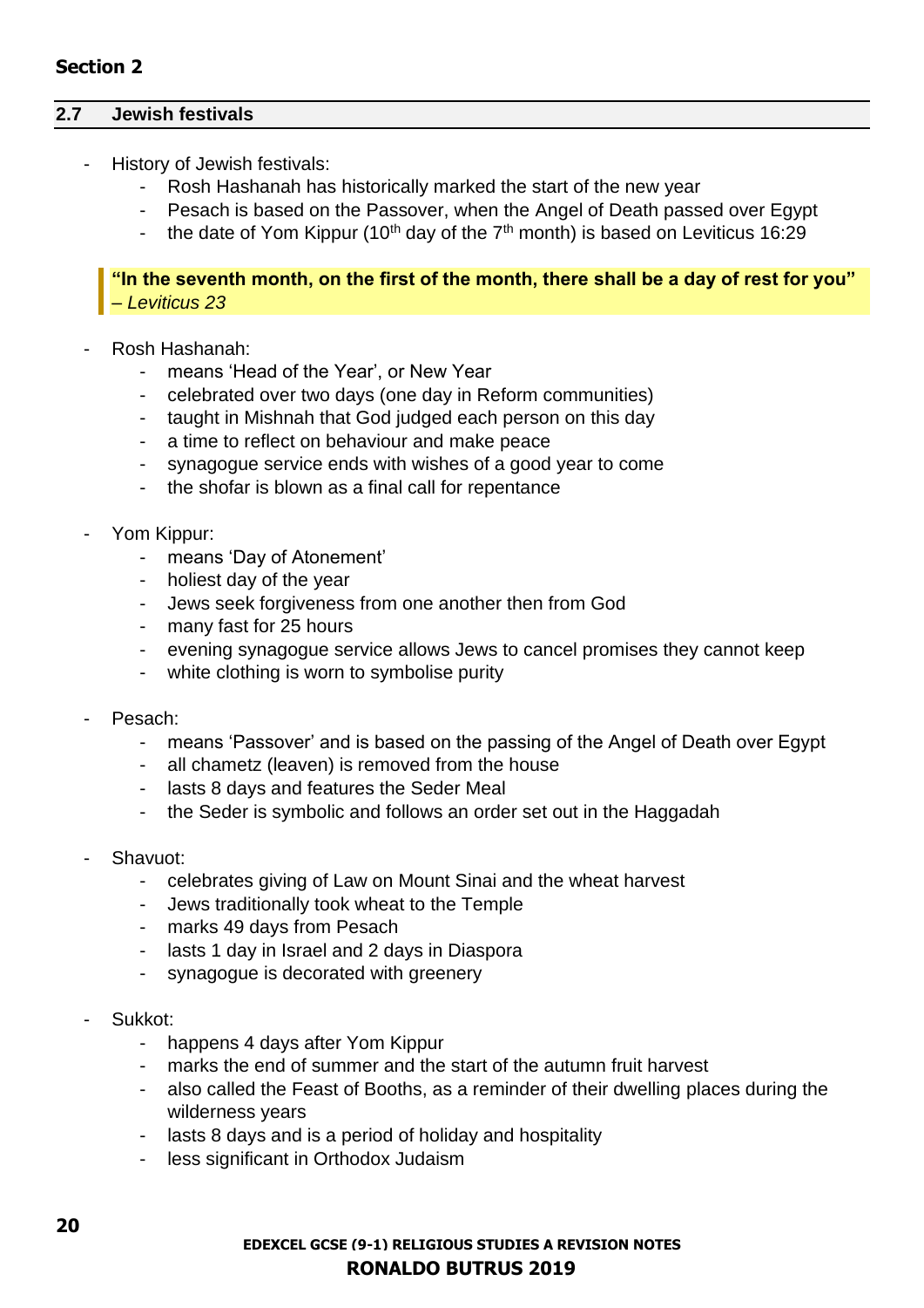**Section 2**

## 2.7 Jewish festivals

- History of Jewish festivals:
  - Rosh Hashanah has historically marked the start of the new year
  - Pesach is based on the Passover, when the Angel of Death passed over Egypt
  - the date of Yom Kippur (10th day of the 7th month) is based on Leviticus 16:29

> **"In the seventh month, on the first of the month, there shall be a day of rest for you"** *– Leviticus 23*

- Rosh Hashanah:
  - means 'Head of the Year', or New Year
  - celebrated over two days (one day in Reform communities)
  - taught in Mishnah that God judged each person on this day
  - a time to reflect on behaviour and make peace
  - synagogue service ends with wishes of a good year to come
  - the shofar is blown as a final call for repentance

- Yom Kippur:
  - means 'Day of Atonement'
  - holiest day of the year
  - Jews seek forgiveness from one another then from God
  - many fast for 25 hours
  - evening synagogue service allows Jews to cancel promises they cannot keep
  - white clothing is worn to symbolise purity

- Pesach:
  - means 'Passover' and is based on the passing of the Angel of Death over Egypt
  - all chametz (leaven) is removed from the house
  - lasts 8 days and features the Seder Meal
  - the Seder is symbolic and follows an order set out in the Haggadah

- Shavuot:
  - celebrates giving of Law on Mount Sinai and the wheat harvest
  - Jews traditionally took wheat to the Temple
  - marks 49 days from Pesach
  - lasts 1 day in Israel and 2 days in Diaspora
  - synagogue is decorated with greenery

- Sukkot:
  - happens 4 days after Yom Kippur
  - marks the end of summer and the start of the autumn fruit harvest
  - also called the Feast of Booths, as a reminder of their dwelling places during the wilderness years
  - lasts 8 days and is a period of holiday and hospitality
  - less significant in Orthodox Judaism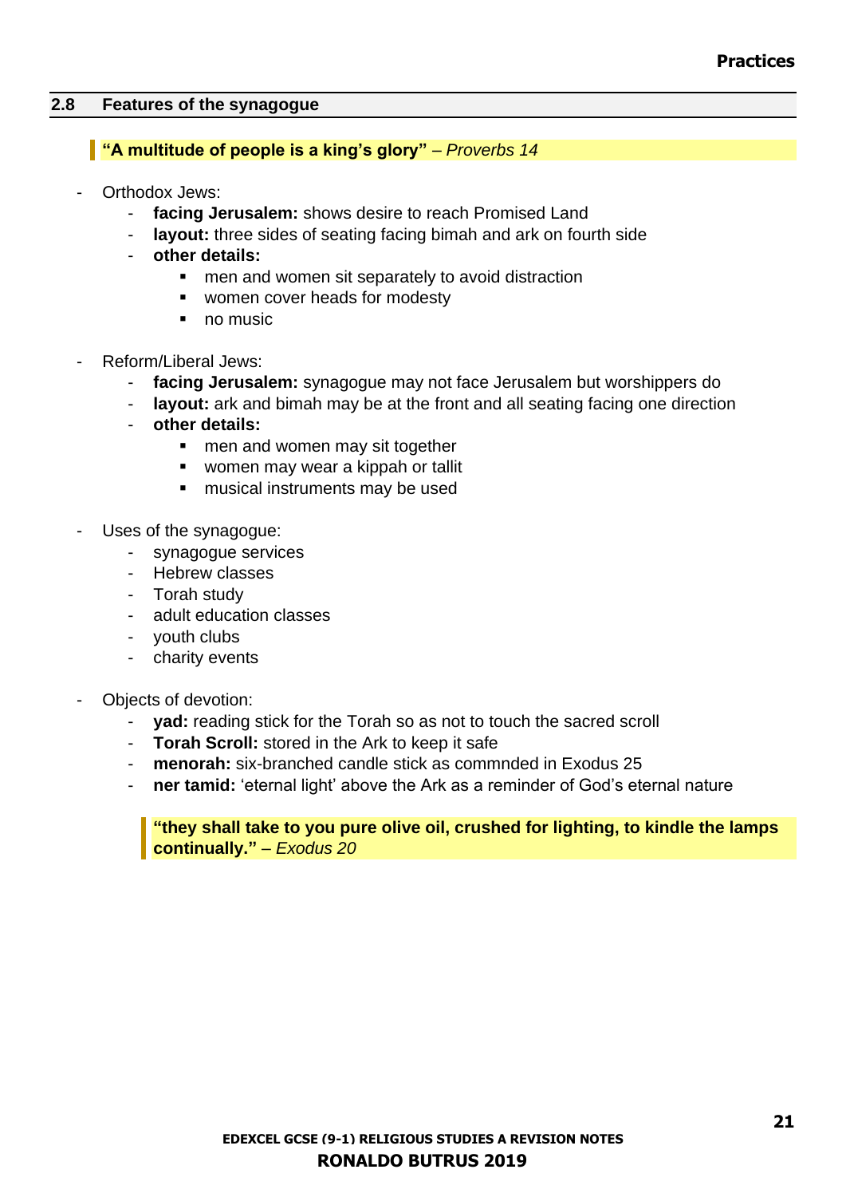## 2.8 Features of the synagogue

> **"A multitude of people is a king's glory"** – *Proverbs 14*

- Orthodox Jews:
    - **facing Jerusalem:** shows desire to reach Promised Land
    - **layout:** three sides of seating facing bimah and ark on fourth side
    - **other details:**
        - men and women sit separately to avoid distraction
        - women cover heads for modesty
        - no music

- Reform/Liberal Jews:
    - **facing Jerusalem:** synagogue may not face Jerusalem but worshippers do
    - **layout:** ark and bimah may be at the front and all seating facing one direction
    - **other details:**
        - men and women may sit together
        - women may wear a kippah or tallit
        - musical instruments may be used

- Uses of the synagogue:
    - synagogue services
    - Hebrew classes
    - Torah study
    - adult education classes
    - youth clubs
    - charity events

- Objects of devotion:
    - **yad:** reading stick for the Torah so as not to touch the sacred scroll
    - **Torah Scroll:** stored in the Ark to keep it safe
    - **menorah:** six-branched candle stick as commnded in Exodus 25
    - **ner tamid:** 'eternal light' above the Ark as a reminder of God's eternal nature

    > **"they shall take to you pure olive oil, crushed for lighting, to kindle the lamps continually."** – *Exodus 20*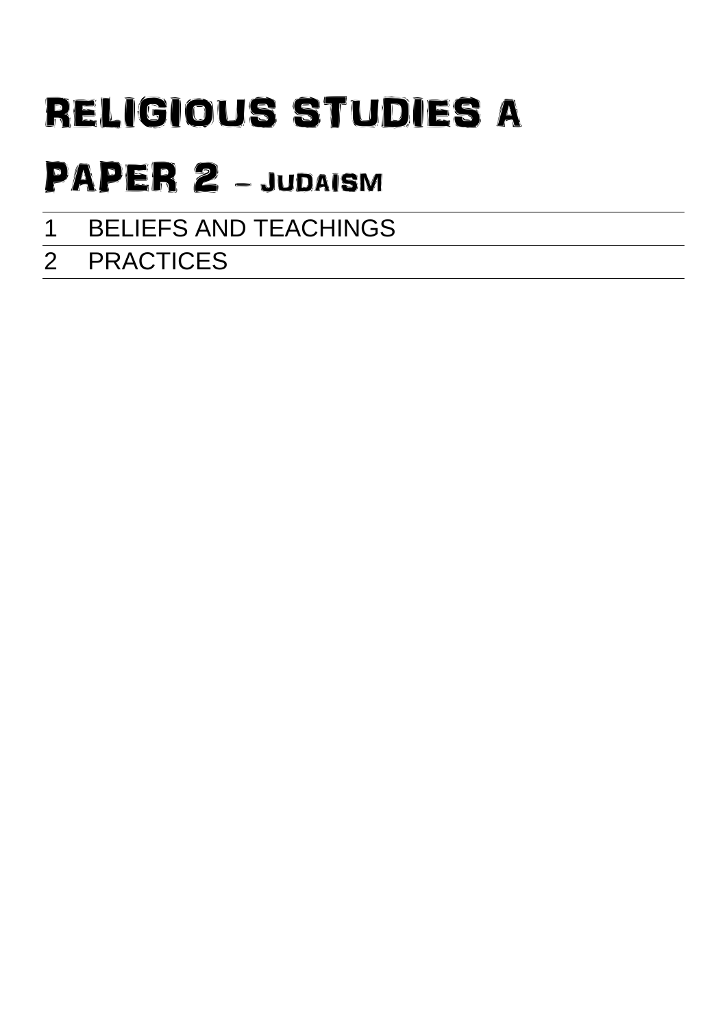# Religious Studies A

# Paper 2 – Judaism

| | |
|---|---|
| 1 | BELIEFS AND TEACHINGS |
| 2 | PRACTICES |